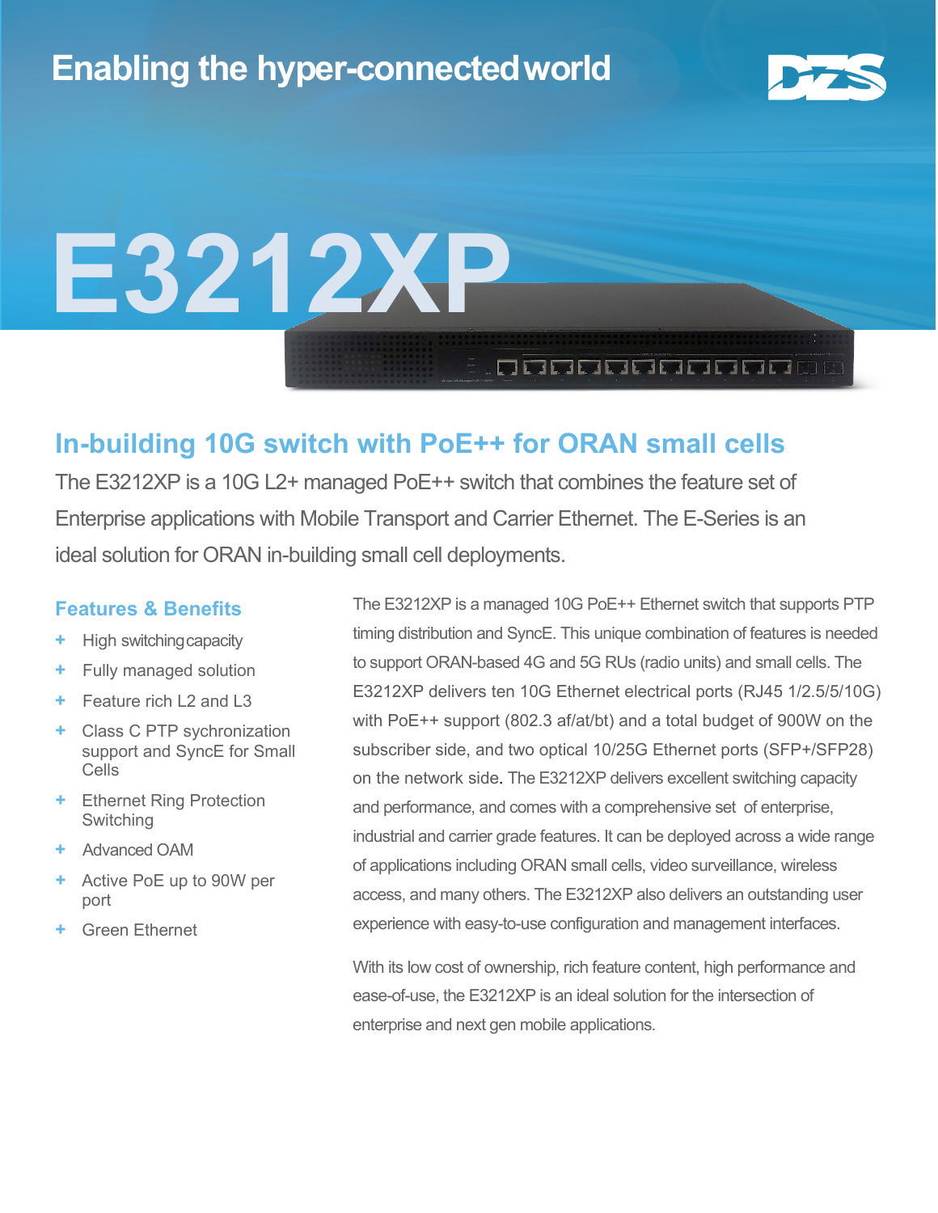Enabling the hyper-connected world

# E3212XP

## In-building 10G switch with PoE++ for ORAN small cells

The E3212XP is a 10G L2+ managed PoE++ switch that combines the feature set of Enterprise applications with Mobile Transport and Carrier Ethernet. The E-Series is an ideal solution for ORAN in-building small cell deployments.

### Features & Benefits

- High switching capacity
- Fully managed solution
- Feature rich L2 and L3
- Class C PTP sychronization support and SyncE for Small Cells
- Ethernet Ring Protection Switching
- Advanced OAM
- Active PoE up to 90W per port
- Green Ethernet

The E3212XP is a managed 10G PoE++ Ethernet switch that supports PTP timing distribution and SyncE. This unique combination of features is needed to support ORAN-based 4G and 5G RUs (radio units) and small cells. The E3212XP delivers ten 10G Ethernet electrical ports (RJ45 1/2.5/5/10G) with PoE++ support (802.3 af/at/bt) and a total budget of 900W on the subscriber side, and two optical 10/25G Ethernet ports (SFP+/SFP28) on the network side. The E3212XP delivers excellent switching capacity and performance, and comes with a comprehensive set of enterprise, industrial and carrier grade features. It can be deployed across a wide range of applications including ORAN small cells, video surveillance, wireless access, and many others. The E3212XP also delivers an outstanding user experience with easy-to-use configuration and management interfaces.

With its low cost of ownership, rich feature content, high performance and ease-of-use, the E3212XP is an ideal solution for the intersection of enterprise and next gen mobile applications.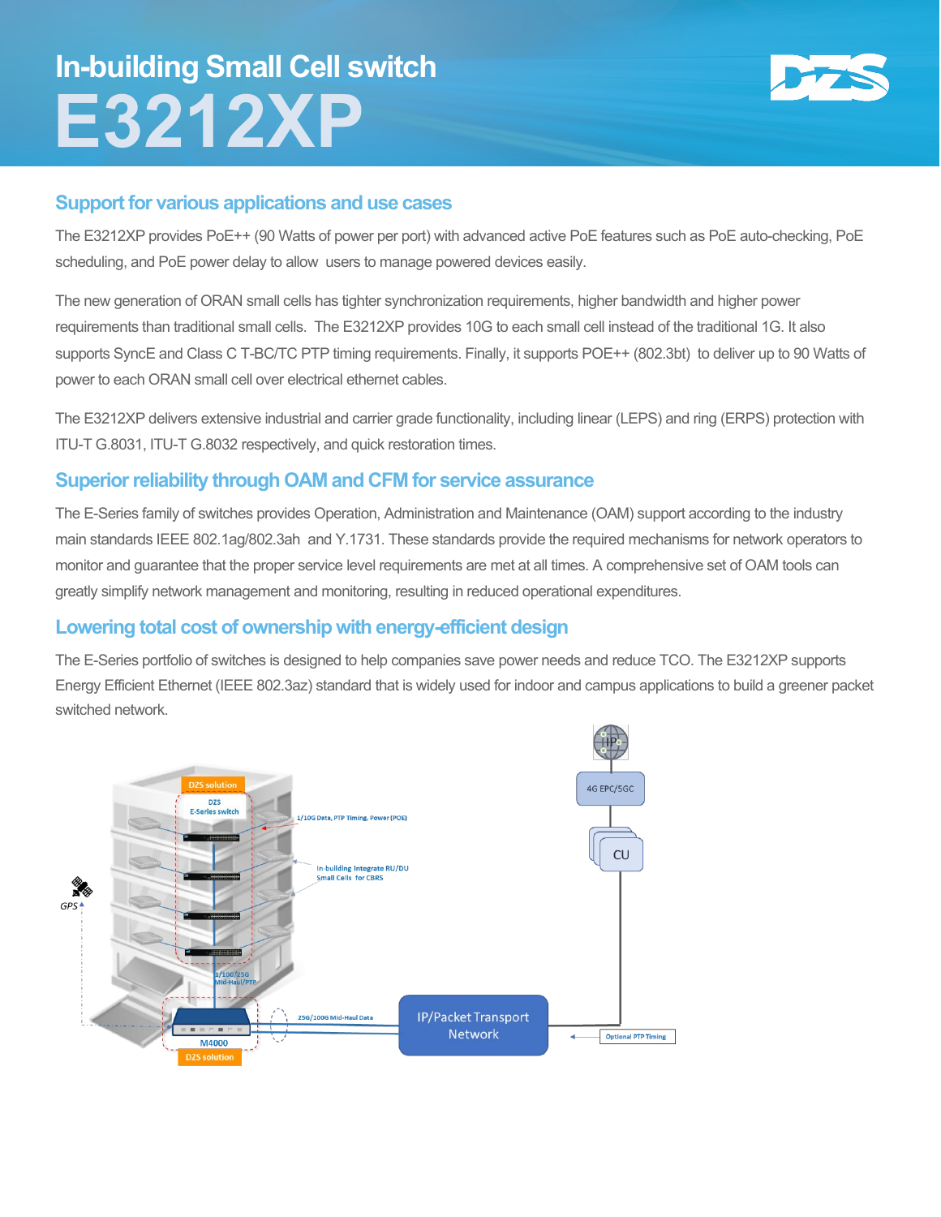# In-building Small Cell switch

# E3212XP

## Support for various applications and use cases

The E3212XP provides PoE++ (90 Watts of power per port) with advanced active PoE features such as PoE auto-checking, PoE scheduling, and PoE power delay to allow users to manage powered devices easily.

The new generation of ORAN small cells has tighter synchronization requirements, higher bandwidth and higher power requirements than traditional small cells. The E3212XP provides 10G to each small cell instead of the traditional 1G. It also supports SyncE and Class C T-BC/TC PTP timing requirements. Finally, it supports POE++ (802.3bt) to deliver up to 90 Watts of power to each ORAN small cell over electrical ethernet cables.

The E3212XP delivers extensive industrial and carrier grade functionality, including linear (LEPS) and ring (ERPS) protection with ITU-T G.8031, ITU-T G.8032 respectively, and quick restoration times.

## Superior reliability through OAM and CFM for service assurance

The E-Series family of switches provides Operation, Administration and Maintenance (OAM) support according to the industry main standards IEEE 802.1ag/802.3ah and Y.1731. These standards provide the required mechanisms for network operators to monitor and guarantee that the proper service level requirements are met at all times. A comprehensive set of OAM tools can greatly simplify network management and monitoring, resulting in reduced operational expenditures.

## Lowering total cost of ownership with energy-efficient design

The E-Series portfolio of switches is designed to help companies save power needs and reduce TCO. The E3212XP supports Energy Efficient Ethernet (IEEE 802.3az) standard that is widely used for indoor and campus applications to build a greener packet switched network.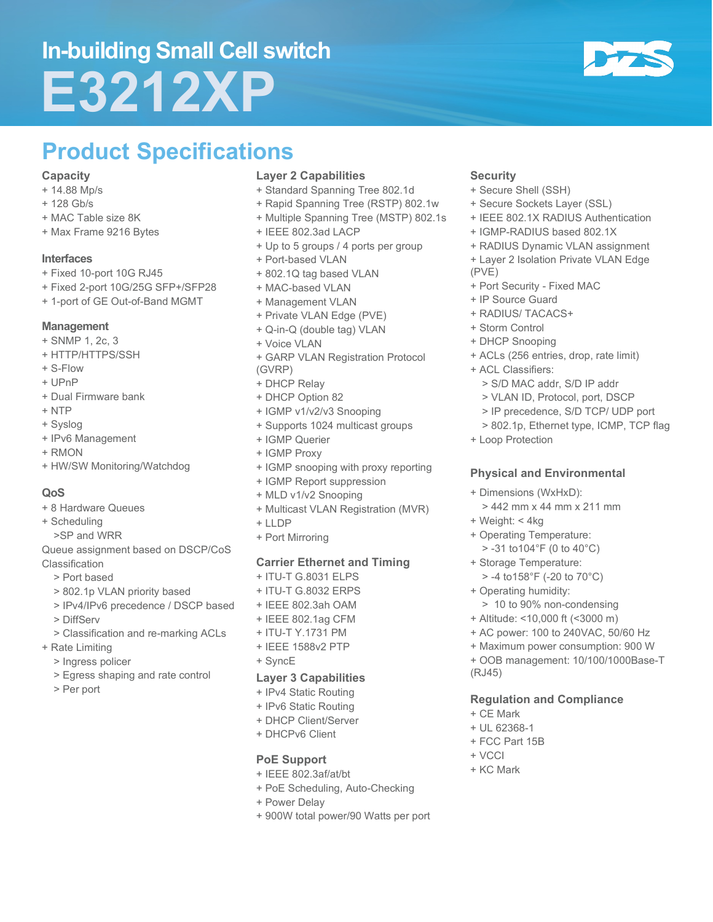# In-building Small Cell switch

# E3212XP

## Product Specifications

### Capacity
+ 14.88 Mp/s
+ 128 Gb/s
+ MAC Table size 8K
+ Max Frame 9216 Bytes

### Interfaces
+ Fixed 10-port 10G RJ45
+ Fixed 2-port 10G/25G SFP+/SFP28
+ 1-port of GE Out-of-Band MGMT

### Management
+ SNMP 1, 2c, 3
+ HTTP/HTTPS/SSH
+ S-Flow
+ UPnP
+ Dual Firmware bank
+ NTP
+ Syslog
+ IPv6 Management
+ RMON
+ HW/SW Monitoring/Watchdog

### QoS
+ 8 Hardware Queues
+ Scheduling
  >SP and WRR

Queue assignment based on DSCP/CoS

Classification
  > Port based
  > 802.1p VLAN priority based
  > IPv4/IPv6 precedence / DSCP based
  > DiffServ
  > Classification and re-marking ACLs

+ Rate Limiting
  > Ingress policer
  > Egress shaping and rate control
  > Per port

### Layer 2 Capabilities
+ Standard Spanning Tree 802.1d
+ Rapid Spanning Tree (RSTP) 802.1w
+ Multiple Spanning Tree (MSTP) 802.1s
+ IEEE 802.3ad LACP
+ Up to 5 groups / 4 ports per group
+ Port-based VLAN
+ 802.1Q tag based VLAN
+ MAC-based VLAN
+ Management VLAN
+ Private VLAN Edge (PVE)
+ Q-in-Q (double tag) VLAN
+ Voice VLAN
+ GARP VLAN Registration Protocol (GVRP)
+ DHCP Relay
+ DHCP Option 82
+ IGMP v1/v2/v3 Snooping
+ Supports 1024 multicast groups
+ IGMP Querier
+ IGMP Proxy
+ IGMP snooping with proxy reporting
+ IGMP Report suppression
+ MLD v1/v2 Snooping
+ Multicast VLAN Registration (MVR)
+ LLDP
+ Port Mirroring

### Carrier Ethernet and Timing
+ ITU-T G.8031 ELPS
+ ITU-T G.8032 ERPS
+ IEEE 802.3ah OAM
+ IEEE 802.1ag CFM
+ ITU-T Y.1731 PM
+ IEEE 1588v2 PTP
+ SyncE

### Layer 3 Capabilities
+ IPv4 Static Routing
+ IPv6 Static Routing
+ DHCP Client/Server
+ DHCPv6 Client

### PoE Support
+ IEEE 802.3af/at/bt
+ PoE Scheduling, Auto-Checking
+ Power Delay
+ 900W total power/90 Watts per port

### Security
+ Secure Shell (SSH)
+ Secure Sockets Layer (SSL)
+ IEEE 802.1X RADIUS Authentication
+ IGMP-RADIUS based 802.1X
+ RADIUS Dynamic VLAN assignment
+ Layer 2 Isolation Private VLAN Edge (PVE)
+ Port Security - Fixed MAC
+ IP Source Guard
+ RADIUS/ TACACS+
+ Storm Control
+ DHCP Snooping
+ ACLs (256 entries, drop, rate limit)
+ ACL Classifiers:
  > S/D MAC addr, S/D IP addr
  > VLAN ID, Protocol, port, DSCP
  > IP precedence, S/D TCP/ UDP port
  > 802.1p, Ethernet type, ICMP, TCP flag
+ Loop Protection

### Physical and Environmental
+ Dimensions (WxHxD):
  > 442 mm x 44 mm x 211 mm
+ Weight: < 4kg
+ Operating Temperature:
  > -31 to104°F (0 to 40°C)
+ Storage Temperature:
  > -4 to158°F (-20 to 70°C)
+ Operating humidity:
  > 10 to 90% non-condensing
+ Altitude: <10,000 ft (<3000 m)
+ AC power: 100 to 240VAC, 50/60 Hz
+ Maximum power consumption: 900 W
+ OOB management: 10/100/1000Base-T (RJ45)

### Regulation and Compliance
+ CE Mark
+ UL 62368-1
+ FCC Part 15B
+ VCCI
+ KC Mark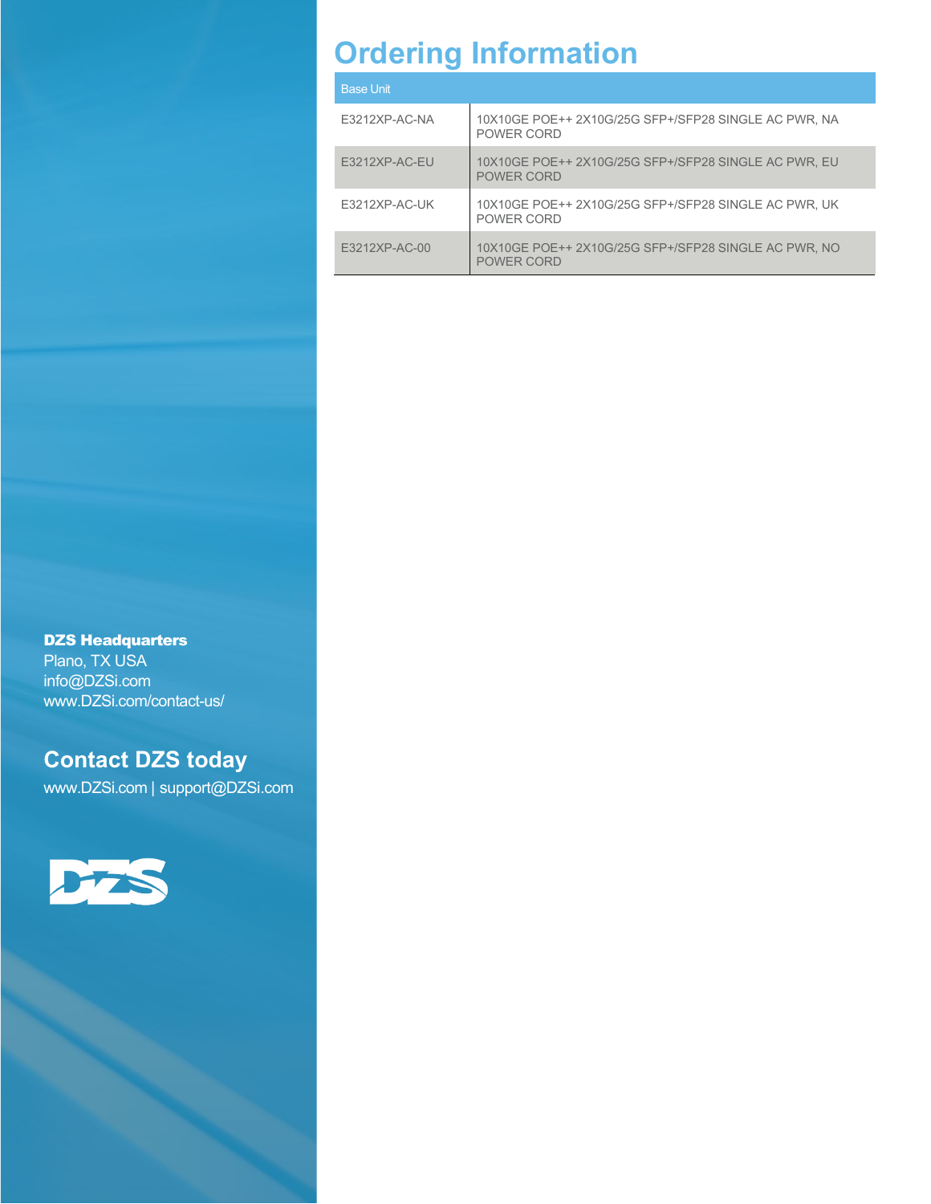# Ordering Information

| Base Unit | |
|---|---|
| E3212XP-AC-NA | 10X10GE POE++ 2X10G/25G SFP+/SFP28 SINGLE AC PWR, NA POWER CORD |
| E3212XP-AC-EU | 10X10GE POE++ 2X10G/25G SFP+/SFP28 SINGLE AC PWR, EU POWER CORD |
| E3212XP-AC-UK | 10X10GE POE++ 2X10G/25G SFP+/SFP28 SINGLE AC PWR, UK POWER CORD |
| E3212XP-AC-00 | 10X10GE POE++ 2X10G/25G SFP+/SFP28 SINGLE AC PWR, NO POWER CORD |

**DZS Headquarters**
Plano, TX USA
info@DZSi.com
www.DZSi.com/contact-us/

## Contact DZS today

www.DZSi.com | support@DZSi.com